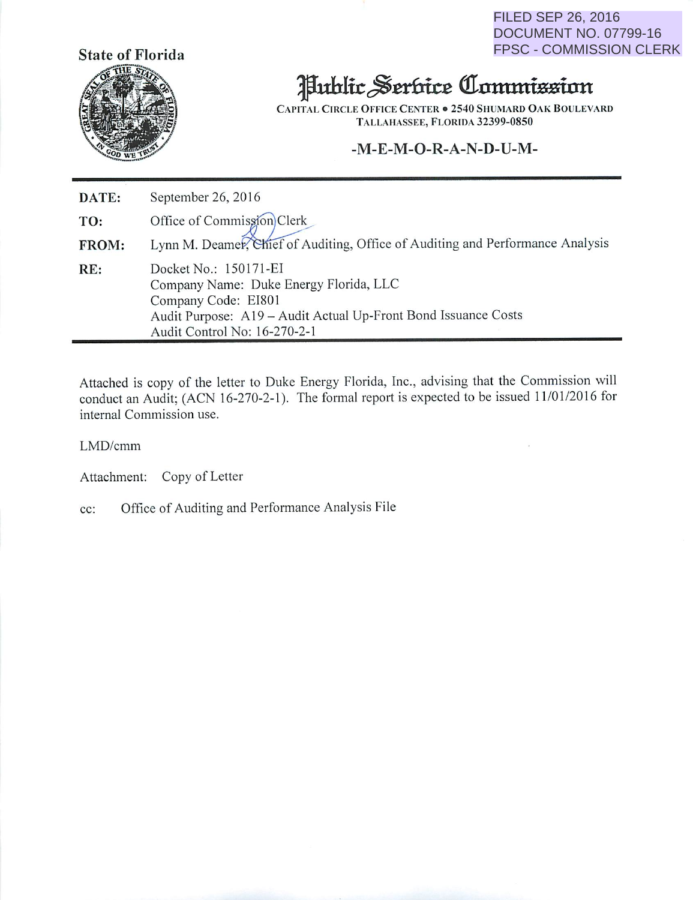FILED SEP 26, 2016
DOCUMENT NO. 07799-16
FPSC - COMMISSION CLERK

**State of Florida**

# Public Service Commission

CAPITAL CIRCLE OFFICE CENTER • 2540 SHUMARD OAK BOULEVARD
TALLAHASSEE, FLORIDA 32399-0850

## -M-E-M-O-R-A-N-D-U-M-

| | |
|---|---|
| **DATE:** | September 26, 2016 |
| **TO:** | Office of Commission Clerk |
| **FROM:** | Lynn M. Deamer, Chief of Auditing, Office of Auditing and Performance Analysis |
| **RE:** | Docket No.: 150171-EI<br>Company Name: Duke Energy Florida, LLC<br>Company Code: EI801<br>Audit Purpose: A19 – Audit Actual Up-Front Bond Issuance Costs<br>Audit Control No: 16-270-2-1 |

Attached is copy of the letter to Duke Energy Florida, Inc., advising that the Commission will conduct an Audit; (ACN 16-270-2-1). The formal report is expected to be issued 11/01/2016 for internal Commission use.

LMD/cmm

Attachment: Copy of Letter

cc: Office of Auditing and Performance Analysis File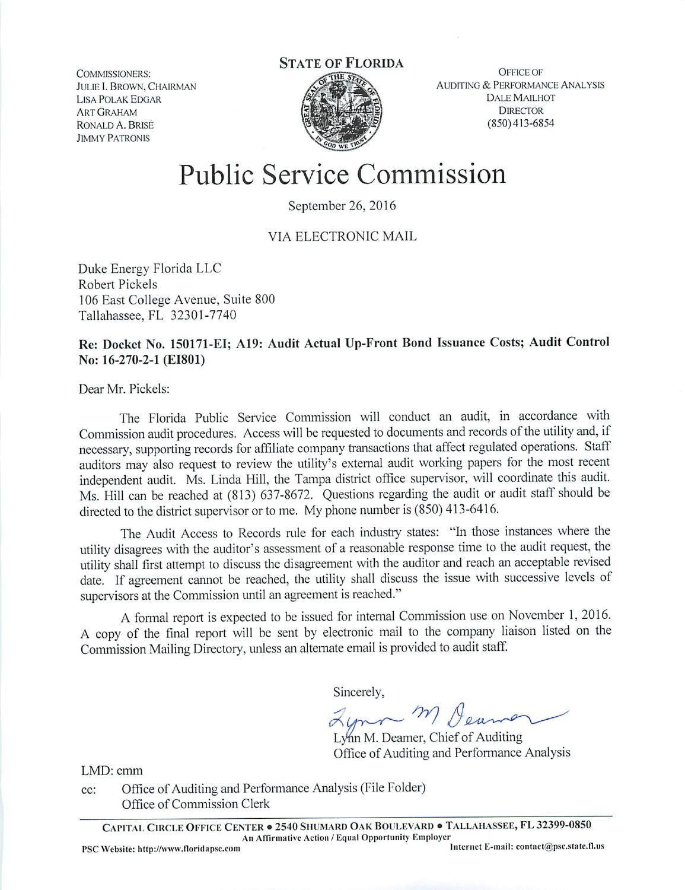COMMISSIONERS:
JULIE I. BROWN, CHAIRMAN
LISA POLAK EDGAR
ART GRAHAM
RONALD A. BRISÉ
JIMMY PATRONIS

**STATE OF FLORIDA**

OFFICE OF
AUDITING & PERFORMANCE ANALYSIS
DALE MAILHOT
DIRECTOR
(850) 413-6854

# Public Service Commission

September 26, 2016

VIA ELECTRONIC MAIL

Duke Energy Florida LLC
Robert Pickels
106 East College Avenue, Suite 800
Tallahassee, FL 32301-7740

**Re: Docket No. 150171-EI; A19: Audit Actual Up-Front Bond Issuance Costs; Audit Control No: 16-270-2-1 (EI801)**

Dear Mr. Pickels:

The Florida Public Service Commission will conduct an audit, in accordance with Commission audit procedures. Access will be requested to documents and records of the utility and, if necessary, supporting records for affiliate company transactions that affect regulated operations. Staff auditors may also request to review the utility's external audit working papers for the most recent independent audit. Ms. Linda Hill, the Tampa district office supervisor, will coordinate this audit. Ms. Hill can be reached at (813) 637-8672. Questions regarding the audit or audit staff should be directed to the district supervisor or to me. My phone number is (850) 413-6416.

The Audit Access to Records rule for each industry states: "In those instances where the utility disagrees with the auditor's assessment of a reasonable response time to the audit request, the utility shall first attempt to discuss the disagreement with the auditor and reach an acceptable revised date. If agreement cannot be reached, the utility shall discuss the issue with successive levels of supervisors at the Commission until an agreement is reached."

A formal report is expected to be issued for internal Commission use on November 1, 2016. A copy of the final report will be sent by electronic mail to the company liaison listed on the Commission Mailing Directory, unless an alternate email is provided to audit staff.

Sincerely,

Lynn M. Deamer

Lynn M. Deamer, Chief of Auditing
Office of Auditing and Performance Analysis

LMD: cmm

cc: Office of Auditing and Performance Analysis (File Folder)
Office of Commission Clerk

CAPITAL CIRCLE OFFICE CENTER • 2540 SHUMARD OAK BOULEVARD • TALLAHASSEE, FL 32399-0850
An Affirmative Action / Equal Opportunity Employer
PSC Website: http://www.floridapsc.com
Internet E-mail: contact@psc.state.fl.us